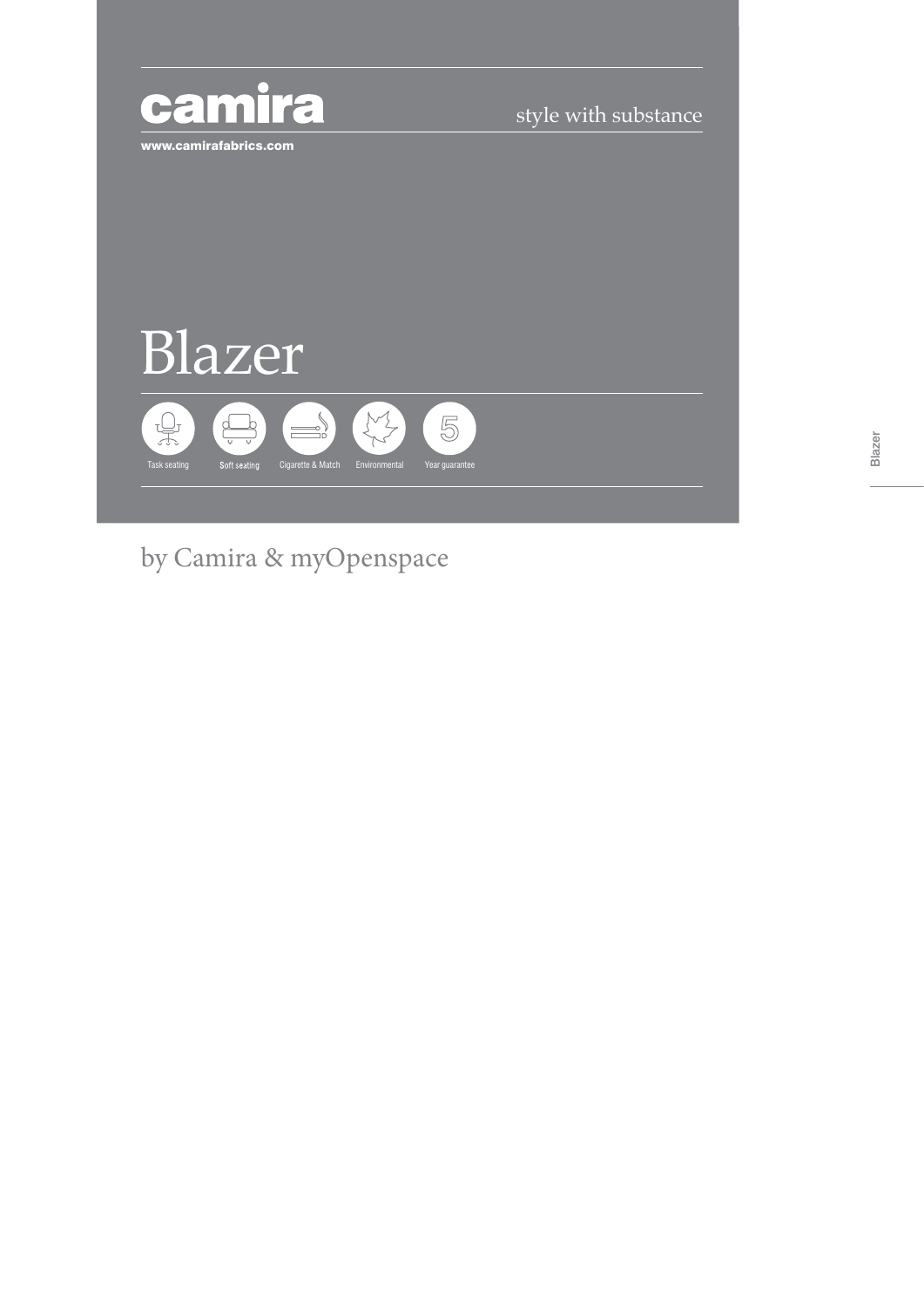camira

style with substance

www.camirafabrics.com

# Blazer

Task seating | Soft seating | Cigarette & Match | Environmental | 5 Year guarantee

by Camira & myOpenspace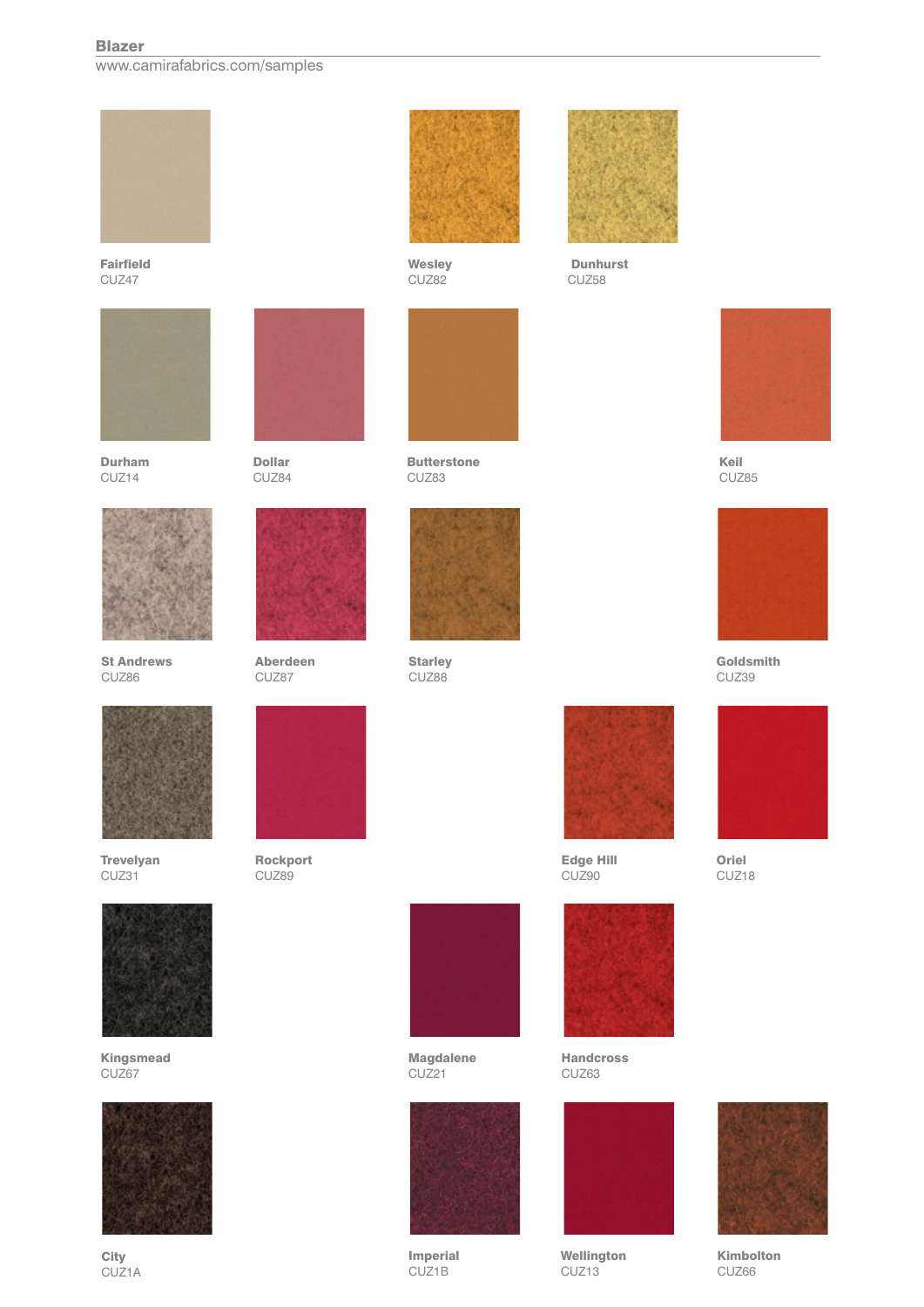## Blazer

www.camirafabrics.com/samples

**Fairfield**
CUZ47

**Wesley**
CUZ82

**Dunhurst**
CUZ58

**Durham**
CUZ14

**Dollar**
CUZ84

**Butterstone**
CUZ83

**Keil**
CUZ85

**St Andrews**
CUZ86

**Aberdeen**
CUZ87

**Starley**
CUZ88

**Goldsmith**
CUZ39

**Trevelyan**
CUZ31

**Rockport**
CUZ89

**Edge Hill**
CUZ90

**Oriel**
CUZ18

**Kingsmead**
CUZ67

**Magdalene**
CUZ21

**Handcross**
CUZ63

**City**
CUZ1A

**Imperial**
CUZ1B

**Wellington**
CUZ13

**Kimbolton**
CUZ66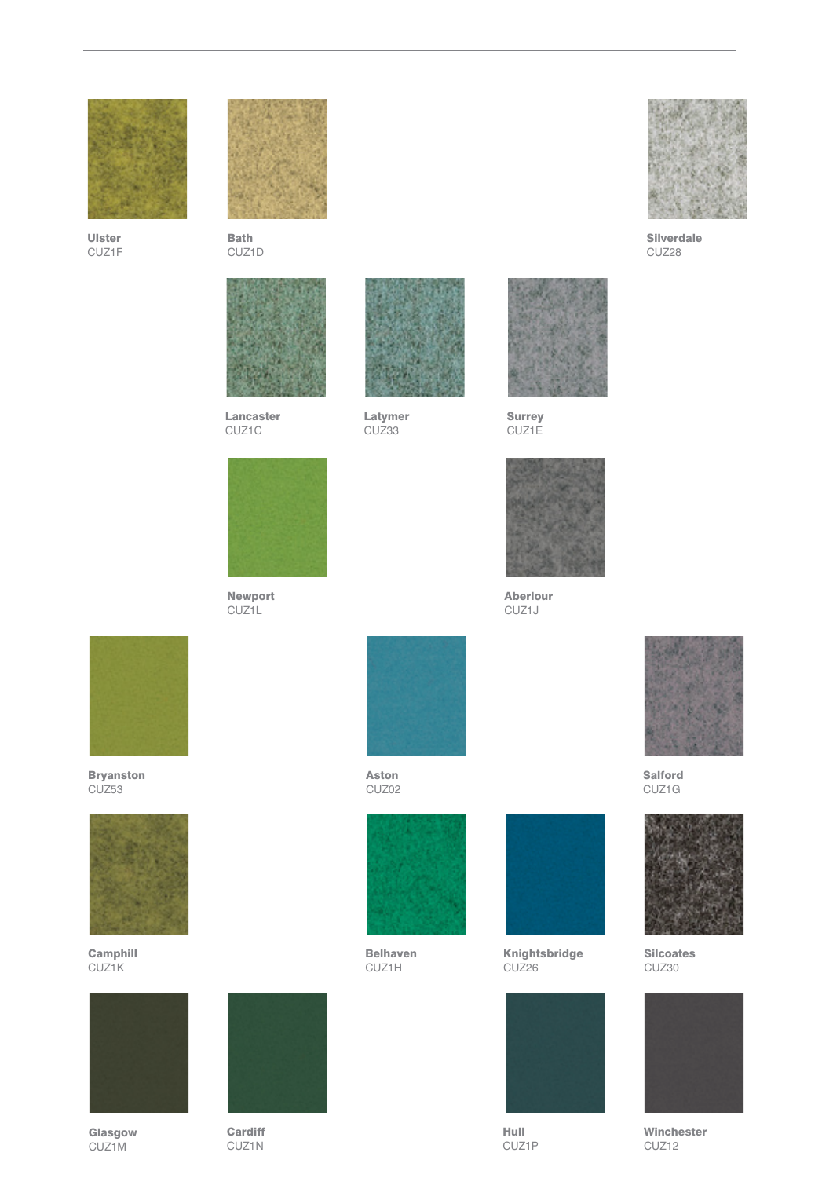**Ulster**
CUZ1F

**Bath**
CUZ1D

**Silverdale**
CUZ28

**Lancaster**
CUZ1C

**Latymer**
CUZ33

**Surrey**
CUZ1E

**Newport**
CUZ1L

**Aberlour**
CUZ1J

**Bryanston**
CUZ53

**Aston**
CUZ02

**Salford**
CUZ1G

**Camphill**
CUZ1K

**Belhaven**
CUZ1H

**Knightsbridge**
CUZ26

**Silcoates**
CUZ30

**Glasgow**
CUZ1M

**Cardiff**
CUZ1N

**Hull**
CUZ1P

**Winchester**
CUZ12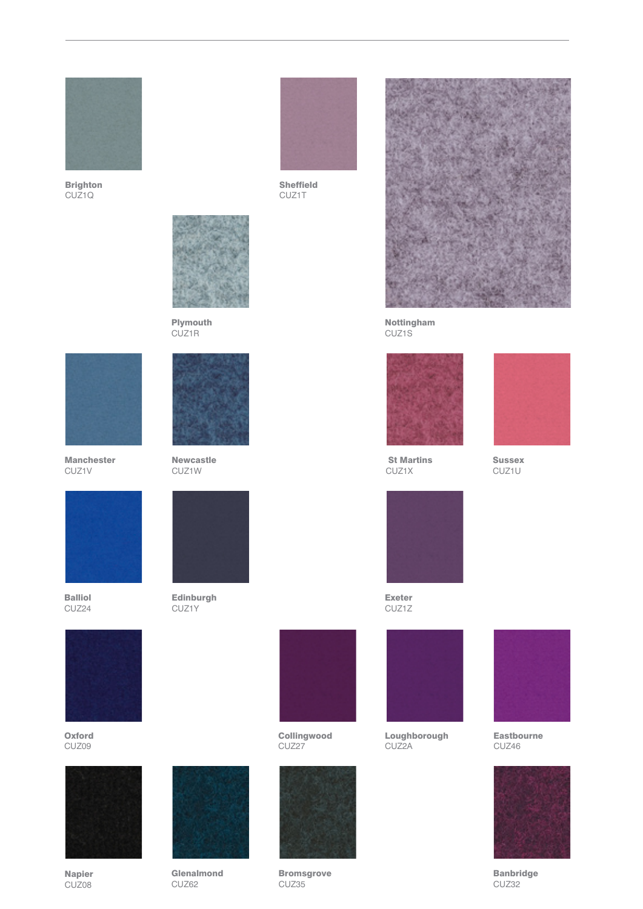**Brighton**
CUZ1Q

**Sheffield**
CUZ1T

**Plymouth**
CUZ1R

**Nottingham**
CUZ1S

**Manchester**
CUZ1V

**Newcastle**
CUZ1W

**St Martins**
CUZ1X

**Sussex**
CUZ1U

**Balliol**
CUZ24

**Edinburgh**
CUZ1Y

**Exeter**
CUZ1Z

**Oxford**
CUZ09

**Collingwood**
CUZ27

**Loughborough**
CUZ2A

**Eastbourne**
CUZ46

**Napier**
CUZ08

**Glenalmond**
CUZ62

**Bromsgrove**
CUZ35

**Banbridge**
CUZ32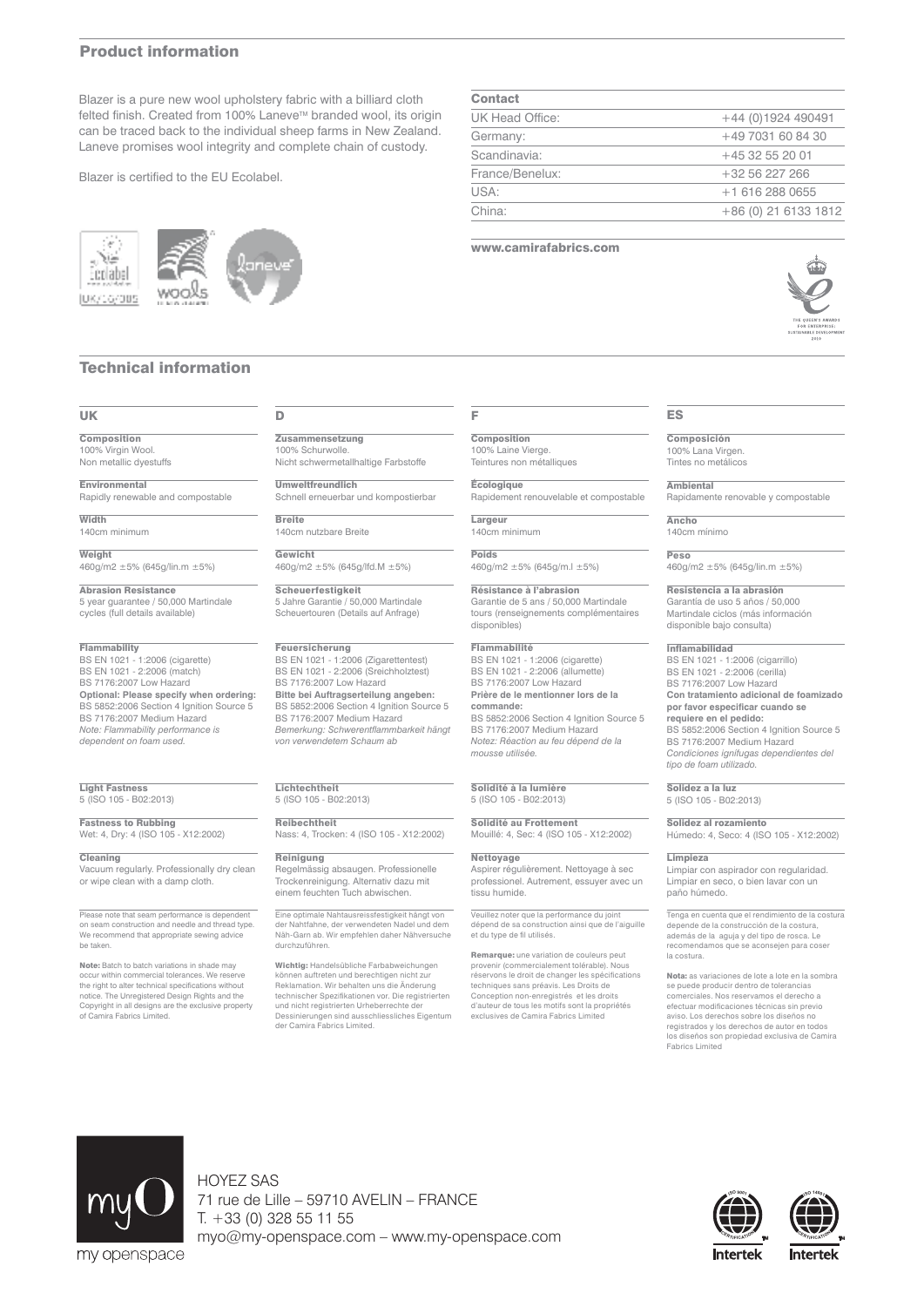## Product information

Blazer is a pure new wool upholstery fabric with a billiard cloth felted finish. Created from 100% Laneve™ branded wool, its origin can be traced back to the individual sheep farms in New Zealand. Laneve promises wool integrity and complete chain of custody.

Blazer is certified to the EU Ecolabel.

| Contact | |
|---|---|
| UK Head Office: | +44 (0)1924 490491 |
| Germany: | +49 7031 60 84 30 |
| Scandinavia: | +45 32 55 20 01 |
| France/Benelux: | +32 56 227 266 |
| USA: | +1 616 288 0655 |
| China: | +86 (0) 21 6133 1812 |

**www.camirafabrics.com**

## Technical information

### UK

**Composition**
100% Virgin Wool.
Non metallic dyestuffs

**Environmental**
Rapidly renewable and compostable

**Width**
140cm minimum

**Weight**
460g/m2 ±5% (645g/lin.m ±5%)

**Abrasion Resistance**
5 year guarantee / 50,000 Martindale cycles (full details available)

**Flammability**
BS EN 1021 - 1:2006 (cigarette)
BS EN 1021 - 2:2006 (match)
BS 7176:2007 Low Hazard
**Optional: Please specify when ordering:**
BS 5852:2006 Section 4 Ignition Source 5
BS 7176:2007 Medium Hazard
*Note: Flammability performance is dependent on foam used.*

**Light Fastness**
5 (ISO 105 - B02:2013)

**Fastness to Rubbing**
Wet: 4, Dry: 4 (ISO 105 - X12:2002)

**Cleaning**
Vacuum regularly. Professionally dry clean or wipe clean with a damp cloth.

Please note that seam performance is dependent on seam construction and needle and thread type. We recommend that appropriate sewing advice be taken.

**Note:** Batch to batch variations in shade may occur within commercial tolerances. We reserve the right to alter technical specifications without notice. The Unregistered Design Rights and the Copyright in all designs are the exclusive property of Camira Fabrics Limited.

### D

**Zusammensetzung**
100% Schurwolle.
Nicht schwermetallhaltige Farbstoffe

**Umweltfreundlich**
Schnell erneuerbar und kompostierbar

**Breite**
140cm nutzbare Breite

**Gewicht**
460g/m2 ±5% (645g/lfd.M ±5%)

**Scheuerfestigkeit**
5 Jahre Garantie / 50,000 Martindale Scheuertouren (Details auf Anfrage)

**Feuersicherung**
BS EN 1021 - 1:2006 (Zigarettentest)
BS EN 1021 - 2:2006 (Sreichholztest)
BS 7176:2007 Low Hazard
**Bitte bei Auftragserteilung angeben:**
BS 5852:2006 Section 4 Ignition Source 5
BS 7176:2007 Medium Hazard
*Bemerkung: Schwerentflammbarkeit hängt von verwendetem Schaum ab*

**Lichtechtheit**
5 (ISO 105 - B02:2013)

**Reibechtheit**
Nass: 4, Trocken: 4 (ISO 105 - X12:2002)

**Reinigung**
Regelmässig absaugen. Professionelle Trockenreinigung. Alternativ dazu mit einem feuchten Tuch abwischen.

Eine optimale Nahtausreissfestigkeit hängt von der Nahtfahne, der verwendeten Nadel und dem Näh-Garn ab. Wir empfehlen daher Nähversuche durchzuführen.

**Wichtig:** Handelsübliche Farbabweichungen können auftreten und berechtigen nicht zur Reklamation. Wir behalten uns die Änderung technischer Spezifikationen vor. Die registrierten und nicht registrierten Urheberrechte der Dessinierungen sind ausschliessliches Eigentum der Camira Fabrics Limited.

### F

**Composition**
100% Laine Vierge.
Teintures non métalliques

**Écologique**
Rapidement renouvelable et compostable

**Largeur**
140cm minimum

**Poids**
460g/m2 ±5% (645g/m.l ±5%)

**Résistance à l'abrasion**
Garantie de 5 ans / 50,000 Martindale tours (renseignements complémentaires disponibles)

**Flammabilité**
BS EN 1021 - 1:2006 (cigarette)
BS EN 1021 - 2:2006 (allumette)
BS 7176:2007 Low Hazard
**Prière de le mentionner lors de la commande:**
BS 5852:2006 Section 4 Ignition Source 5
BS 7176:2007 Medium Hazard
*Notez: Réaction au feu dépend de la mousse utilisée.*

**Solidité à la lumière**
5 (ISO 105 - B02:2013)

**Solidité au Frottement**
Mouillé: 4, Sec: 4 (ISO 105 - X12:2002)

**Nettoyage**
Aspirer régulièrement. Nettoyage à sec professionel. Autrement, essuyer avec un tissu humide.

Veuillez noter que la performance du joint dépend de sa construction ainsi que de l'aiguille et du type de fil utilisés.

**Remarque:** une variation de couleurs peut provenir (commercialement tolérable). Nous réservons le droit de changer les spécifications techniques sans préavis. Les Droits de Conception non-enregistrés et les droits d'auteur de tous les motifs sont la propriétés exclusives de Camira Fabrics Limited

### ES

**Composición**
100% Lana Virgen.
Tintes no metálicos

**Ambiental**
Rapidamente renovable y compostable

**Ancho**
140cm mínimo

**Peso**
460g/m2 ±5% (645g/lin.m ±5%)

**Resistencia a la abrasión**
Garantía de uso 5 años / 50,000 Martindale ciclos (más información disponible bajo consulta)

**Inflamabilidad**
BS EN 1021 - 1:2006 (cigarrillo)
BS EN 1021 - 2:2006 (cerilla)
BS 7176:2007 Low Hazard
**Con tratamiento adicional de foamizado por favor especificar cuando se requiere en el pedido:**
BS 5852:2006 Section 4 Ignition Source 5
BS 7176:2007 Medium Hazard
*Condiciones ignífugas dependientes del tipo de foam utilizado.*

**Solidez a la luz**
5 (ISO 105 - B02:2013)

**Solidez al rozamiento**
Húmedo: 4, Seco: 4 (ISO 105 - X12:2002)

**Limpieza**
Limpiar con aspirador con regularidad. Limpiar en seco, o bien lavar con un paño húmedo.

Tenga en cuenta que el rendimiento de la costura depende de la construcción de la costura, además de la aguja y del tipo de rosca. Le recomendamos que se aconsejen para coser la costura.

**Nota:** as variaciones de lote a lote en la sombra se puede producir dentro de tolerancias comerciales. Nos reservamos el derecho a efectuar modificaciones técnicas sin previo aviso. Los derechos sobre los diseños no registrados y los derechos de autor en todos los diseños son propiedad exclusiva de Camira Fabrics Limited

HOYEZ SAS
71 rue de Lille – 59710 AVELIN – FRANCE
T. +33 (0) 328 55 11 55
myo@my-openspace.com – www.my-openspace.com